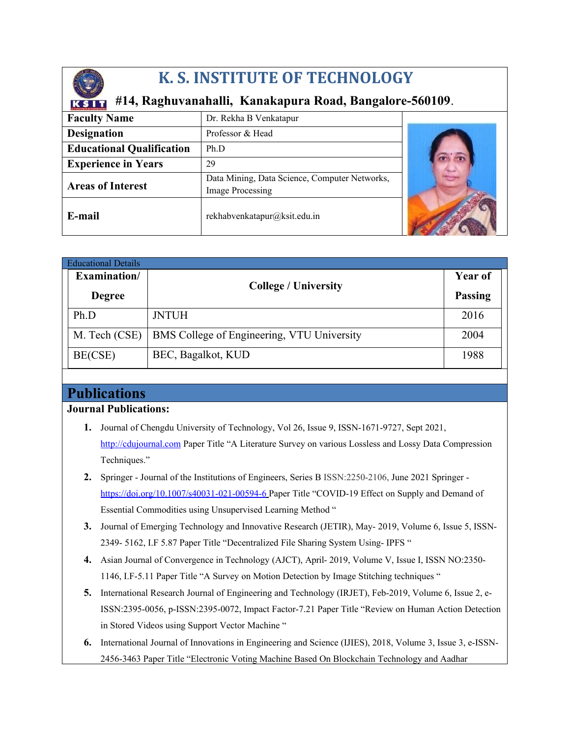# K. S. INSTITUTE OF TECHNOLOGY

**#14, Raghuvanahalli, Kanakapura Road, Bangalore-560109.**

| **Faculty Name** | Dr. Rekha B Venkatapur |
|---|---|
| **Designation** | Professor & Head |
| **Educational Qualification** | Ph.D |
| **Experience in Years** | 29 |
| **Areas of Interest** | Data Mining, Data Science, Computer Networks, Image Processing |
| **E-mail** | rekhabvenkatapur@ksit.edu.in |

Educational Details

| Examination/ Degree | College / University | Year of Passing |
|---|---|---|
| Ph.D | JNTUH | 2016 |
| M. Tech (CSE) | BMS College of Engineering, VTU University | 2004 |
| BE(CSE) | BEC, Bagalkot, KUD | 1988 |

## Publications

**Journal Publications:**

1. Journal of Chengdu University of Technology, Vol 26, Issue 9, ISSN-1671-9727, Sept 2021, http://cdujournal.com Paper Title "A Literature Survey on various Lossless and Lossy Data Compression Techniques."
2. Springer - Journal of the Institutions of Engineers, Series B ISSN:2250-2106, June 2021 Springer - https://doi.org/10.1007/s40031-021-00594-6 Paper Title "COVID-19 Effect on Supply and Demand of Essential Commodities using Unsupervised Learning Method "
3. Journal of Emerging Technology and Innovative Research (JETIR), May- 2019, Volume 6, Issue 5, ISSN-2349- 5162, I.F 5.87 Paper Title "Decentralized File Sharing System Using- IPFS "
4. Asian Journal of Convergence in Technology (AJCT), April- 2019, Volume V, Issue I, ISSN NO:2350-1146, I.F-5.11 Paper Title "A Survey on Motion Detection by Image Stitching techniques "
5. International Research Journal of Engineering and Technology (IRJET), Feb-2019, Volume 6, Issue 2, e-ISSN:2395-0056, p-ISSN:2395-0072, Impact Factor-7.21 Paper Title "Review on Human Action Detection in Stored Videos using Support Vector Machine "
6. International Journal of Innovations in Engineering and Science (IJIES), 2018, Volume 3, Issue 3, e-ISSN-2456-3463 Paper Title "Electronic Voting Machine Based On Blockchain Technology and Aadhar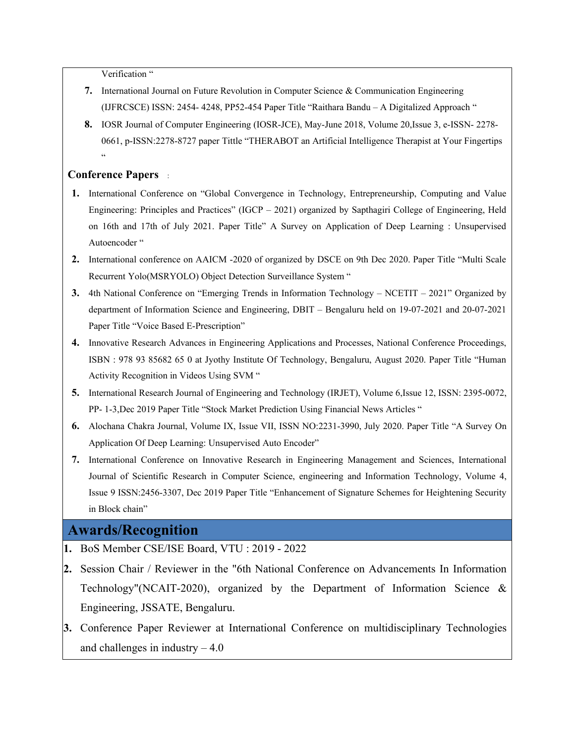Verification "

7. International Journal on Future Revolution in Computer Science & Communication Engineering (IJFRCSCE) ISSN: 2454- 4248, PP52-454 Paper Title "Raithara Bandu – A Digitalized Approach "
8. IOSR Journal of Computer Engineering (IOSR-JCE), May-June 2018, Volume 20,Issue 3, e-ISSN- 2278-0661, p-ISSN:2278-8727 paper Tittle "THERABOT an Artificial Intelligence Therapist at Your Fingertips "

**Conference Papers** :

1. International Conference on "Global Convergence in Technology, Entrepreneurship, Computing and Value Engineering: Principles and Practices" (IGCP – 2021) organized by Sapthagiri College of Engineering, Held on 16th and 17th of July 2021. Paper Title" A Survey on Application of Deep Learning : Unsupervised Autoencoder "
2. International conference on AAICM -2020 of organized by DSCE on 9th Dec 2020. Paper Title "Multi Scale Recurrent Yolo(MSRYOLO) Object Detection Surveillance System "
3. 4th National Conference on "Emerging Trends in Information Technology – NCETIT – 2021" Organized by department of Information Science and Engineering, DBIT – Bengaluru held on 19-07-2021 and 20-07-2021 Paper Title "Voice Based E-Prescription"
4. Innovative Research Advances in Engineering Applications and Processes, National Conference Proceedings, ISBN : 978 93 85682 65 0 at Jyothy Institute Of Technology, Bengaluru, August 2020. Paper Title "Human Activity Recognition in Videos Using SVM "
5. International Research Journal of Engineering and Technology (IRJET), Volume 6,Issue 12, ISSN: 2395-0072, PP- 1-3,Dec 2019 Paper Title "Stock Market Prediction Using Financial News Articles "
6. Alochana Chakra Journal, Volume IX, Issue VII, ISSN NO:2231-3990, July 2020. Paper Title "A Survey On Application Of Deep Learning: Unsupervised Auto Encoder"
7. International Conference on Innovative Research in Engineering Management and Sciences, International Journal of Scientific Research in Computer Science, engineering and Information Technology, Volume 4, Issue 9 ISSN:2456-3307, Dec 2019 Paper Title "Enhancement of Signature Schemes for Heightening Security in Block chain"

## Awards/Recognition

1. BoS Member CSE/ISE Board, VTU : 2019 - 2022
2. Session Chair / Reviewer in the "6th National Conference on Advancements In Information Technology"(NCAIT-2020), organized by the Department of Information Science & Engineering, JSSATE, Bengaluru.
3. Conference Paper Reviewer at International Conference on multidisciplinary Technologies and challenges in industry – 4.0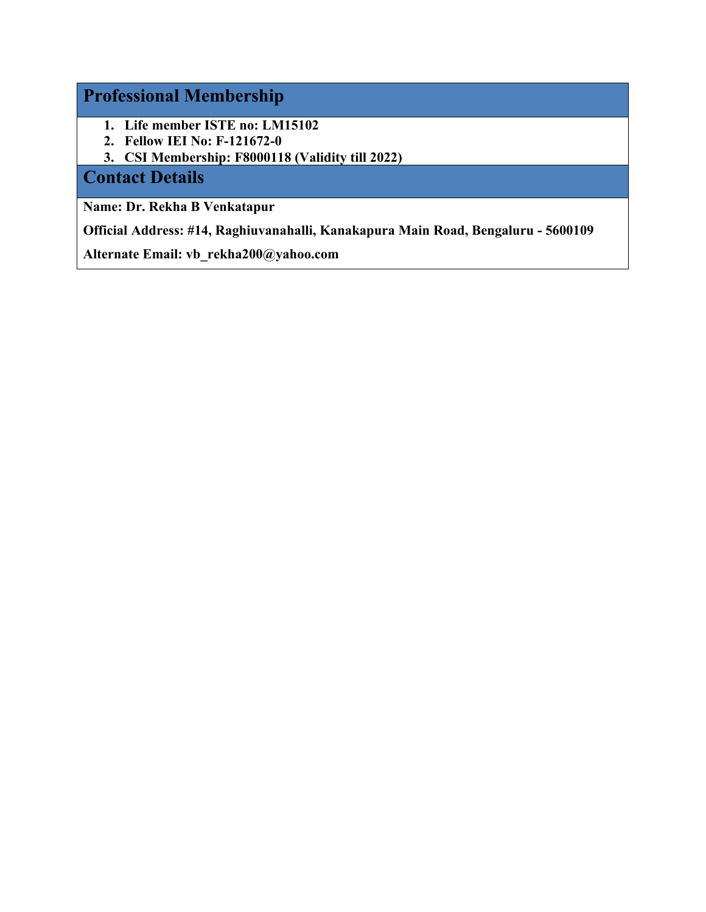## Professional Membership

1. **Life member ISTE no: LM15102**
2. **Fellow IEI No: F-121672-0**
3. **CSI Membership: F8000118 (Validity till 2022)**

## Contact Details

**Name: Dr. Rekha B Venkatapur**

**Official Address: #14, Raghiuvanahalli, Kanakapura Main Road, Bengaluru - 5600109**

**Alternate Email: vb_rekha200@yahoo.com**